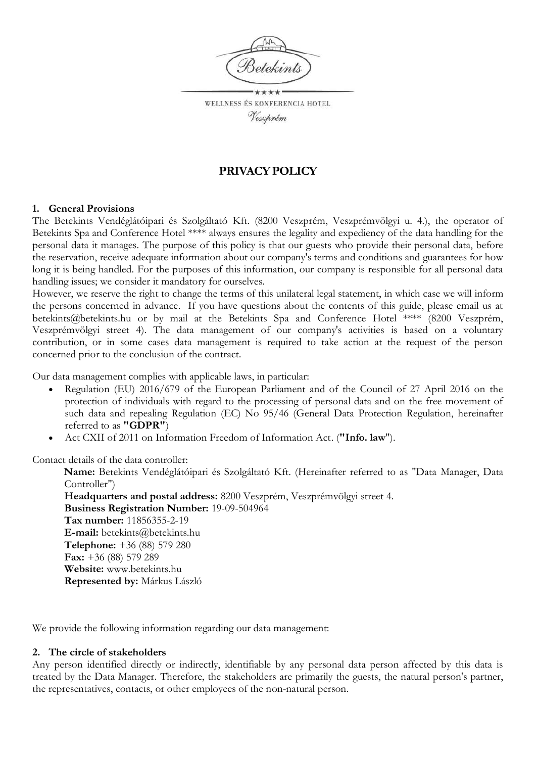Betekints

★★★★

WELLNESS ÉS KONFERENCIA HOTEL

Veszprém

# PRIVACY POLICY

## 1. General Provisions

The Betekints Vendéglátóipari és Szolgáltató Kft. (8200 Veszprém, Veszprémvölgyi u. 4.), the operator of Betekints Spa and Conference Hotel **** always ensures the legality and expediency of the data handling for the personal data it manages. The purpose of this policy is that our guests who provide their personal data, before the reservation, receive adequate information about our company's terms and conditions and guarantees for how long it is being handled. For the purposes of this information, our company is responsible for all personal data handling issues; we consider it mandatory for ourselves.

However, we reserve the right to change the terms of this unilateral legal statement, in which case we will inform the persons concerned in advance. If you have questions about the contents of this guide, please email us at betekints@betekints.hu or by mail at the Betekints Spa and Conference Hotel **** (8200 Veszprém, Veszprémvölgyi street 4). The data management of our company's activities is based on a voluntary contribution, or in some cases data management is required to take action at the request of the person concerned prior to the conclusion of the contract.

Our data management complies with applicable laws, in particular:

- Regulation (EU) 2016/679 of the European Parliament and of the Council of 27 April 2016 on the protection of individuals with regard to the processing of personal data and on the free movement of such data and repealing Regulation (EC) No 95/46 (General Data Protection Regulation, hereinafter referred to as **"GDPR"**)
- Act CXII of 2011 on Information Freedom of Information Act. (**"Info. law**").

Contact details of the data controller:

**Name:** Betekints Vendéglátóipari és Szolgáltató Kft. (Hereinafter referred to as "Data Manager, Data Controller")
**Headquarters and postal address:** 8200 Veszprém, Veszprémvölgyi street 4.
**Business Registration Number:** 19-09-504964
**Tax number:** 11856355-2-19
**E-mail:** betekints@betekints.hu
**Telephone:** +36 (88) 579 280
**Fax:** +36 (88) 579 289
**Website:** www.betekints.hu
**Represented by:** Márkus László

We provide the following information regarding our data management:

## 2. The circle of stakeholders

Any person identified directly or indirectly, identifiable by any personal data person affected by this data is treated by the Data Manager. Therefore, the stakeholders are primarily the guests, the natural person's partner, the representatives, contacts, or other employees of the non-natural person.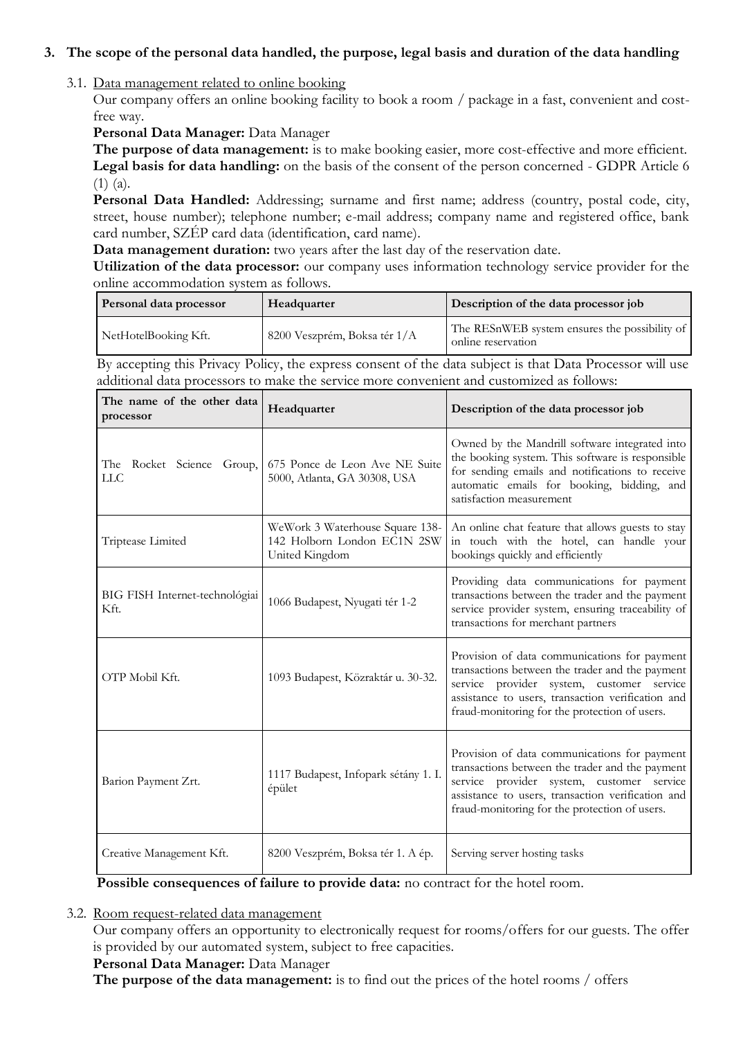## 3. The scope of the personal data handled, the purpose, legal basis and duration of the data handling

### 3.1. Data management related to online booking

Our company offers an online booking facility to book a room / package in a fast, convenient and cost-free way.

**Personal Data Manager:** Data Manager

**The purpose of data management:** is to make booking easier, more cost-effective and more efficient.

**Legal basis for data handling:** on the basis of the consent of the person concerned - GDPR Article 6 (1) (a).

**Personal Data Handled:** Addressing; surname and first name; address (country, postal code, city, street, house number); telephone number; e-mail address; company name and registered office, bank card number, SZÉP card data (identification, card name).

**Data management duration:** two years after the last day of the reservation date.

**Utilization of the data processor:** our company uses information technology service provider for the online accommodation system as follows.

| Personal data processor | Headquarter | Description of the data processor job |
|---|---|---|
| NetHotelBooking Kft. | 8200 Veszprém, Boksa tér 1/A | The RESnWEB system ensures the possibility of online reservation |

By accepting this Privacy Policy, the express consent of the data subject is that Data Processor will use additional data processors to make the service more convenient and customized as follows:

| The name of the other data processor | Headquarter | Description of the data processor job |
|---|---|---|
| The Rocket Science Group, LLC | 675 Ponce de Leon Ave NE Suite 5000, Atlanta, GA 30308, USA | Owned by the Mandrill software integrated into the booking system. This software is responsible for sending emails and notifications to receive automatic emails for booking, bidding, and satisfaction measurement |
| Triptease Limited | WeWork 3 Waterhouse Square 138-142 Holborn London EC1N 2SW United Kingdom | An online chat feature that allows guests to stay in touch with the hotel, can handle your bookings quickly and efficiently |
| BIG FISH Internet-technológiai Kft. | 1066 Budapest, Nyugati tér 1-2 | Providing data communications for payment transactions between the trader and the payment service provider system, ensuring traceability of transactions for merchant partners |
| OTP Mobil Kft. | 1093 Budapest, Közraktár u. 30-32. | Provision of data communications for payment transactions between the trader and the payment service provider system, customer service assistance to users, transaction verification and fraud-monitoring for the protection of users. |
| Barion Payment Zrt. | 1117 Budapest, Infopark sétány 1. I. épület | Provision of data communications for payment transactions between the trader and the payment service provider system, customer service assistance to users, transaction verification and fraud-monitoring for the protection of users. |
| Creative Management Kft. | 8200 Veszprém, Boksa tér 1. A ép. | Serving server hosting tasks |

**Possible consequences of failure to provide data:** no contract for the hotel room.

### 3.2. Room request-related data management

Our company offers an opportunity to electronically request for rooms/offers for our guests. The offer is provided by our automated system, subject to free capacities.

**Personal Data Manager:** Data Manager

**The purpose of the data management:** is to find out the prices of the hotel rooms / offers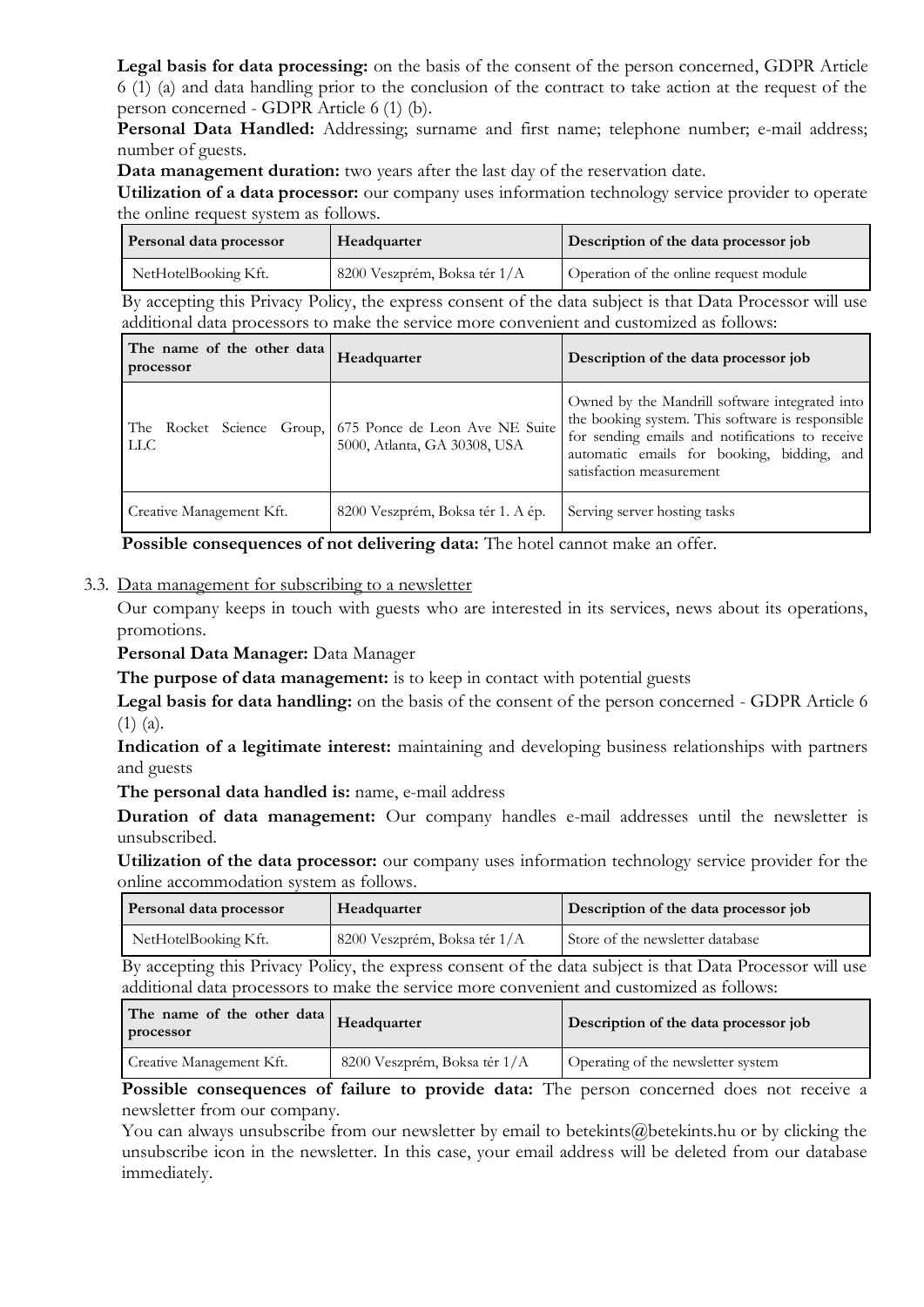**Legal basis for data processing:** on the basis of the consent of the person concerned, GDPR Article 6 (1) (a) and data handling prior to the conclusion of the contract to take action at the request of the person concerned - GDPR Article 6 (1) (b).

**Personal Data Handled:** Addressing; surname and first name; telephone number; e-mail address; number of guests.

**Data management duration:** two years after the last day of the reservation date.

**Utilization of a data processor:** our company uses information technology service provider to operate the online request system as follows.

| Personal data processor | Headquarter | Description of the data processor job |
|---|---|---|
| NetHotelBooking Kft. | 8200 Veszprém, Boksa tér 1/A | Operation of the online request module |

By accepting this Privacy Policy, the express consent of the data subject is that Data Processor will use additional data processors to make the service more convenient and customized as follows:

| The name of the other data processor | Headquarter | Description of the data processor job |
|---|---|---|
| The Rocket Science Group, LLC | 675 Ponce de Leon Ave NE Suite 5000, Atlanta, GA 30308, USA | Owned by the Mandrill software integrated into the booking system. This software is responsible for sending emails and notifications to receive automatic emails for booking, bidding, and satisfaction measurement |
| Creative Management Kft. | 8200 Veszprém, Boksa tér 1. A ép. | Serving server hosting tasks |

**Possible consequences of not delivering data:** The hotel cannot make an offer.

3.3. Data management for subscribing to a newsletter

Our company keeps in touch with guests who are interested in its services, news about its operations, promotions.

**Personal Data Manager:** Data Manager

**The purpose of data management:** is to keep in contact with potential guests

**Legal basis for data handling:** on the basis of the consent of the person concerned - GDPR Article 6 (1) (a).

**Indication of a legitimate interest:** maintaining and developing business relationships with partners and guests

**The personal data handled is:** name, e-mail address

**Duration of data management:** Our company handles e-mail addresses until the newsletter is unsubscribed.

**Utilization of the data processor:** our company uses information technology service provider for the online accommodation system as follows.

| Personal data processor | Headquarter | Description of the data processor job |
|---|---|---|
| NetHotelBooking Kft. | 8200 Veszprém, Boksa tér 1/A | Store of the newsletter database |

By accepting this Privacy Policy, the express consent of the data subject is that Data Processor will use additional data processors to make the service more convenient and customized as follows:

| The name of the other data processor | Headquarter | Description of the data processor job |
|---|---|---|
| Creative Management Kft. | 8200 Veszprém, Boksa tér 1/A | Operating of the newsletter system |

**Possible consequences of failure to provide data:** The person concerned does not receive a newsletter from our company.

You can always unsubscribe from our newsletter by email to betekints@betekints.hu or by clicking the unsubscribe icon in the newsletter. In this case, your email address will be deleted from our database immediately.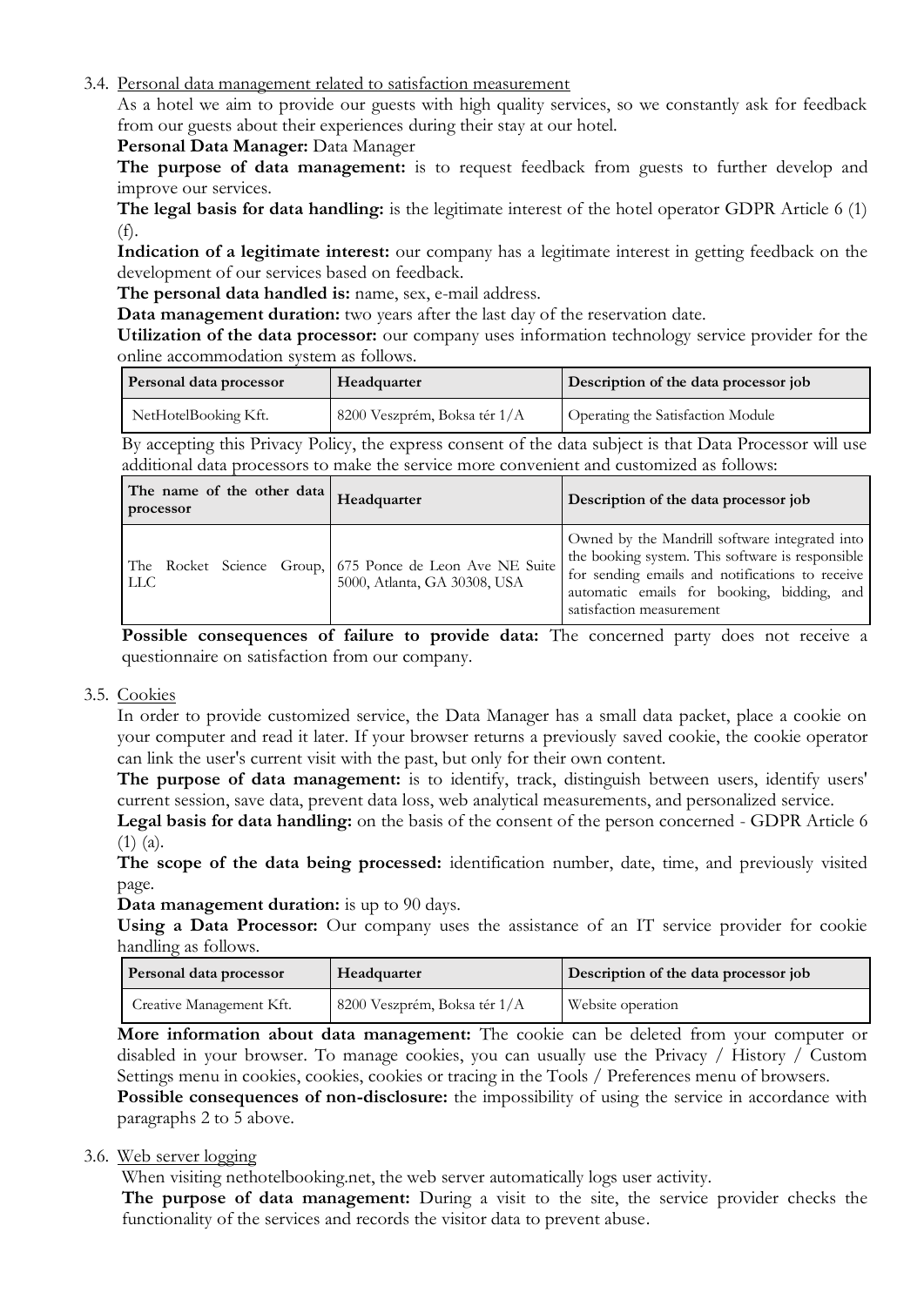3.4. Personal data management related to satisfaction measurement

As a hotel we aim to provide our guests with high quality services, so we constantly ask for feedback from our guests about their experiences during their stay at our hotel.

**Personal Data Manager:** Data Manager

**The purpose of data management:** is to request feedback from guests to further develop and improve our services.

**The legal basis for data handling:** is the legitimate interest of the hotel operator GDPR Article 6 (1) (f).

**Indication of a legitimate interest:** our company has a legitimate interest in getting feedback on the development of our services based on feedback.

**The personal data handled is:** name, sex, e-mail address.

**Data management duration:** two years after the last day of the reservation date.

**Utilization of the data processor:** our company uses information technology service provider for the online accommodation system as follows.

| Personal data processor | Headquarter | Description of the data processor job |
|---|---|---|
| NetHotelBooking Kft. | 8200 Veszprém, Boksa tér 1/A | Operating the Satisfaction Module |

By accepting this Privacy Policy, the express consent of the data subject is that Data Processor will use additional data processors to make the service more convenient and customized as follows:

| The name of the other data processor | Headquarter | Description of the data processor job |
|---|---|---|
| The Rocket Science Group, LLC | 675 Ponce de Leon Ave NE Suite 5000, Atlanta, GA 30308, USA | Owned by the Mandrill software integrated into the booking system. This software is responsible for sending emails and notifications to receive automatic emails for booking, bidding, and satisfaction measurement |

**Possible consequences of failure to provide data:** The concerned party does not receive a questionnaire on satisfaction from our company.

3.5. Cookies

In order to provide customized service, the Data Manager has a small data packet, place a cookie on your computer and read it later. If your browser returns a previously saved cookie, the cookie operator can link the user's current visit with the past, but only for their own content.

**The purpose of data management:** is to identify, track, distinguish between users, identify users' current session, save data, prevent data loss, web analytical measurements, and personalized service.

**Legal basis for data handling:** on the basis of the consent of the person concerned - GDPR Article 6 (1) (a).

**The scope of the data being processed:** identification number, date, time, and previously visited page.

**Data management duration:** is up to 90 days.

**Using a Data Processor:** Our company uses the assistance of an IT service provider for cookie handling as follows.

| Personal data processor | Headquarter | Description of the data processor job |
|---|---|---|
| Creative Management Kft. | 8200 Veszprém, Boksa tér 1/A | Website operation |

**More information about data management:** The cookie can be deleted from your computer or disabled in your browser. To manage cookies, you can usually use the Privacy / History / Custom Settings menu in cookies, cookies, cookies or tracing in the Tools / Preferences menu of browsers.

**Possible consequences of non-disclosure:** the impossibility of using the service in accordance with paragraphs 2 to 5 above.

3.6. Web server logging

When visiting nethotelbooking.net, the web server automatically logs user activity.

**The purpose of data management:** During a visit to the site, the service provider checks the functionality of the services and records the visitor data to prevent abuse.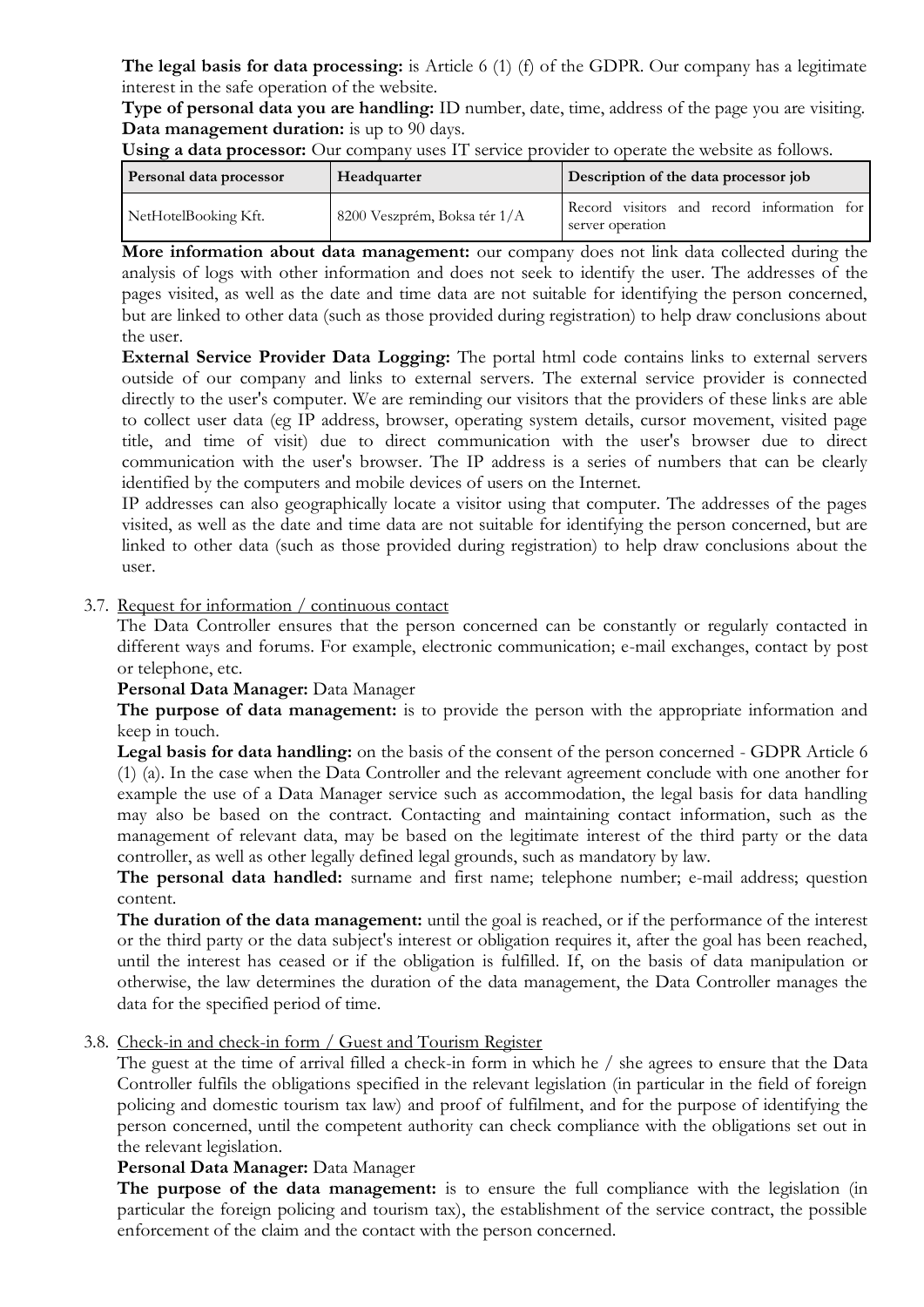**The legal basis for data processing:** is Article 6 (1) (f) of the GDPR. Our company has a legitimate interest in the safe operation of the website.

**Type of personal data you are handling:** ID number, date, time, address of the page you are visiting.

**Data management duration:** is up to 90 days.

**Using a data processor:** Our company uses IT service provider to operate the website as follows.

| Personal data processor | Headquarter | Description of the data processor job |
| --- | --- | --- |
| NetHotelBooking Kft. | 8200 Veszprém, Boksa tér 1/A | Record visitors and record information for server operation |

**More information about data management:** our company does not link data collected during the analysis of logs with other information and does not seek to identify the user. The addresses of the pages visited, as well as the date and time data are not suitable for identifying the person concerned, but are linked to other data (such as those provided during registration) to help draw conclusions about the user.

**External Service Provider Data Logging:** The portal html code contains links to external servers outside of our company and links to external servers. The external service provider is connected directly to the user's computer. We are reminding our visitors that the providers of these links are able to collect user data (eg IP address, browser, operating system details, cursor movement, visited page title, and time of visit) due to direct communication with the user's browser due to direct communication with the user's browser. The IP address is a series of numbers that can be clearly identified by the computers and mobile devices of users on the Internet.

IP addresses can also geographically locate a visitor using that computer. The addresses of the pages visited, as well as the date and time data are not suitable for identifying the person concerned, but are linked to other data (such as those provided during registration) to help draw conclusions about the user.

3.7. Request for information / continuous contact

The Data Controller ensures that the person concerned can be constantly or regularly contacted in different ways and forums. For example, electronic communication; e-mail exchanges, contact by post or telephone, etc.

**Personal Data Manager:** Data Manager

**The purpose of data management:** is to provide the person with the appropriate information and keep in touch.

**Legal basis for data handling:** on the basis of the consent of the person concerned - GDPR Article 6 (1) (a). In the case when the Data Controller and the relevant agreement conclude with one another for example the use of a Data Manager service such as accommodation, the legal basis for data handling may also be based on the contract. Contacting and maintaining contact information, such as the management of relevant data, may be based on the legitimate interest of the third party or the data controller, as well as other legally defined legal grounds, such as mandatory by law.

**The personal data handled:** surname and first name; telephone number; e-mail address; question content.

**The duration of the data management:** until the goal is reached, or if the performance of the interest or the third party or the data subject's interest or obligation requires it, after the goal has been reached, until the interest has ceased or if the obligation is fulfilled. If, on the basis of data manipulation or otherwise, the law determines the duration of the data management, the Data Controller manages the data for the specified period of time.

3.8. Check-in and check-in form / Guest and Tourism Register

The guest at the time of arrival filled a check-in form in which he / she agrees to ensure that the Data Controller fulfils the obligations specified in the relevant legislation (in particular in the field of foreign policing and domestic tourism tax law) and proof of fulfilment, and for the purpose of identifying the person concerned, until the competent authority can check compliance with the obligations set out in the relevant legislation.

**Personal Data Manager:** Data Manager

**The purpose of the data management:** is to ensure the full compliance with the legislation (in particular the foreign policing and tourism tax), the establishment of the service contract, the possible enforcement of the claim and the contact with the person concerned.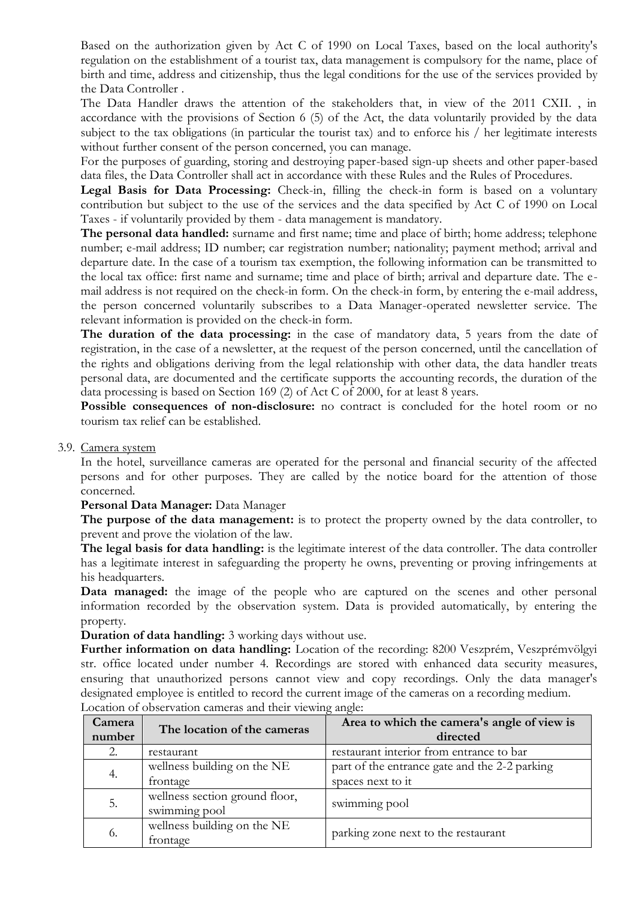Based on the authorization given by Act C of 1990 on Local Taxes, based on the local authority's regulation on the establishment of a tourist tax, data management is compulsory for the name, place of birth and time, address and citizenship, thus the legal conditions for the use of the services provided by the Data Controller .

The Data Handler draws the attention of the stakeholders that, in view of the 2011 CXII. , in accordance with the provisions of Section 6 (5) of the Act, the data voluntarily provided by the data subject to the tax obligations (in particular the tourist tax) and to enforce his / her legitimate interests without further consent of the person concerned, you can manage.

For the purposes of guarding, storing and destroying paper-based sign-up sheets and other paper-based data files, the Data Controller shall act in accordance with these Rules and the Rules of Procedures.

**Legal Basis for Data Processing:** Check-in, filling the check-in form is based on a voluntary contribution but subject to the use of the services and the data specified by Act C of 1990 on Local Taxes - if voluntarily provided by them - data management is mandatory.

**The personal data handled:** surname and first name; time and place of birth; home address; telephone number; e-mail address; ID number; car registration number; nationality; payment method; arrival and departure date. In the case of a tourism tax exemption, the following information can be transmitted to the local tax office: first name and surname; time and place of birth; arrival and departure date. The e-mail address is not required on the check-in form. On the check-in form, by entering the e-mail address, the person concerned voluntarily subscribes to a Data Manager-operated newsletter service. The relevant information is provided on the check-in form.

**The duration of the data processing:** in the case of mandatory data, 5 years from the date of registration, in the case of a newsletter, at the request of the person concerned, until the cancellation of the rights and obligations deriving from the legal relationship with other data, the data handler treats personal data, are documented and the certificate supports the accounting records, the duration of the data processing is based on Section 169 (2) of Act C of 2000, for at least 8 years.

**Possible consequences of non-disclosure:** no contract is concluded for the hotel room or no tourism tax relief can be established.

3.9. Camera system

In the hotel, surveillance cameras are operated for the personal and financial security of the affected persons and for other purposes. They are called by the notice board for the attention of those concerned.

**Personal Data Manager:** Data Manager

**The purpose of the data management:** is to protect the property owned by the data controller, to prevent and prove the violation of the law.

**The legal basis for data handling:** is the legitimate interest of the data controller. The data controller has a legitimate interest in safeguarding the property he owns, preventing or proving infringements at his headquarters.

**Data managed:** the image of the people who are captured on the scenes and other personal information recorded by the observation system. Data is provided automatically, by entering the property.

**Duration of data handling:** 3 working days without use.

**Further information on data handling:** Location of the recording: 8200 Veszprém, Veszprémvölgyi str. office located under number 4. Recordings are stored with enhanced data security measures, ensuring that unauthorized persons cannot view and copy recordings. Only the data manager's designated employee is entitled to record the current image of the cameras on a recording medium.

Location of observation cameras and their viewing angle:

| Camera number | The location of the cameras | Area to which the camera's angle of view is directed |
|---|---|---|
| 2. | restaurant | restaurant interior from entrance to bar |
| 4. | wellness building on the NE frontage | part of the entrance gate and the 2-2 parking spaces next to it |
| 5. | wellness section ground floor, swimming pool | swimming pool |
| 6. | wellness building on the NE frontage | parking zone next to the restaurant |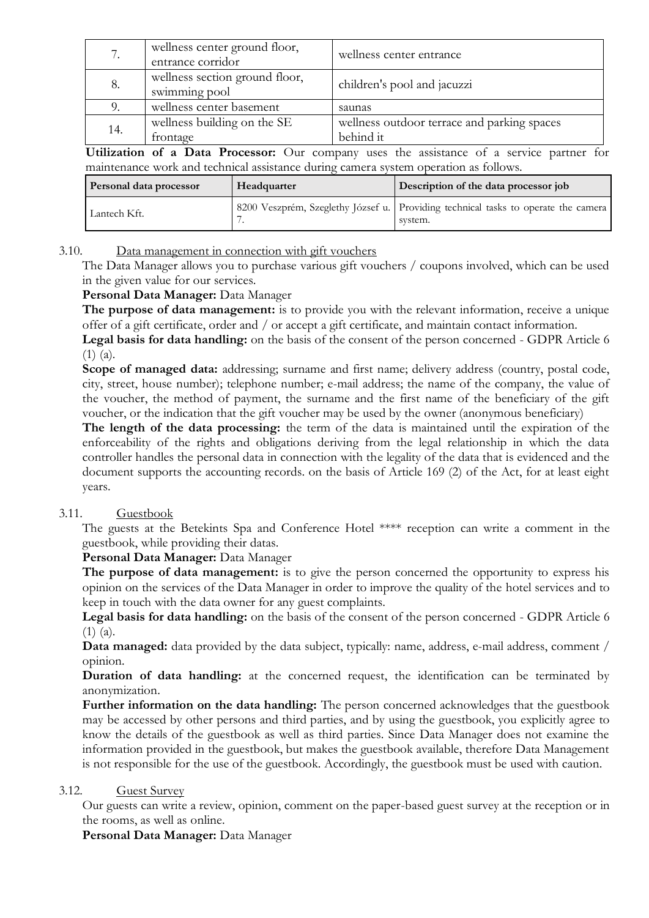| 7. | wellness center ground floor, entrance corridor | wellness center entrance |
|---|---|---|
| 8. | wellness section ground floor, swimming pool | children's pool and jacuzzi |
| 9. | wellness center basement | saunas |
| 14. | wellness building on the SE frontage | wellness outdoor terrace and parking spaces behind it |

**Utilization of a Data Processor:** Our company uses the assistance of a service partner for maintenance work and technical assistance during camera system operation as follows.

| Personal data processor | Headquarter | Description of the data processor job |
|---|---|---|
| Lantech Kft. | 8200 Veszprém, Szeglethy József u. 7. | Providing technical tasks to operate the camera system. |

3.10. Data management in connection with gift vouchers

The Data Manager allows you to purchase various gift vouchers / coupons involved, which can be used in the given value for our services.

**Personal Data Manager:** Data Manager

**The purpose of data management:** is to provide you with the relevant information, receive a unique offer of a gift certificate, order and / or accept a gift certificate, and maintain contact information.

**Legal basis for data handling:** on the basis of the consent of the person concerned - GDPR Article 6 (1) (a).

**Scope of managed data:** addressing; surname and first name; delivery address (country, postal code, city, street, house number); telephone number; e-mail address; the name of the company, the value of the voucher, the method of payment, the surname and the first name of the beneficiary of the gift voucher, or the indication that the gift voucher may be used by the owner (anonymous beneficiary)

**The length of the data processing:** the term of the data is maintained until the expiration of the enforceability of the rights and obligations deriving from the legal relationship in which the data controller handles the personal data in connection with the legality of the data that is evidenced and the document supports the accounting records. on the basis of Article 169 (2) of the Act, for at least eight years.

3.11. Guestbook

The guests at the Betekints Spa and Conference Hotel **** reception can write a comment in the guestbook, while providing their datas.

**Personal Data Manager:** Data Manager

**The purpose of data management:** is to give the person concerned the opportunity to express his opinion on the services of the Data Manager in order to improve the quality of the hotel services and to keep in touch with the data owner for any guest complaints.

**Legal basis for data handling:** on the basis of the consent of the person concerned - GDPR Article 6 (1) (a).

**Data managed:** data provided by the data subject, typically: name, address, e-mail address, comment / opinion.

**Duration of data handling:** at the concerned request, the identification can be terminated by anonymization.

**Further information on the data handling:** The person concerned acknowledges that the guestbook may be accessed by other persons and third parties, and by using the guestbook, you explicitly agree to know the details of the guestbook as well as third parties. Since Data Manager does not examine the information provided in the guestbook, but makes the guestbook available, therefore Data Management is not responsible for the use of the guestbook. Accordingly, the guestbook must be used with caution.

3.12. Guest Survey

Our guests can write a review, opinion, comment on the paper-based guest survey at the reception or in the rooms, as well as online.

**Personal Data Manager:** Data Manager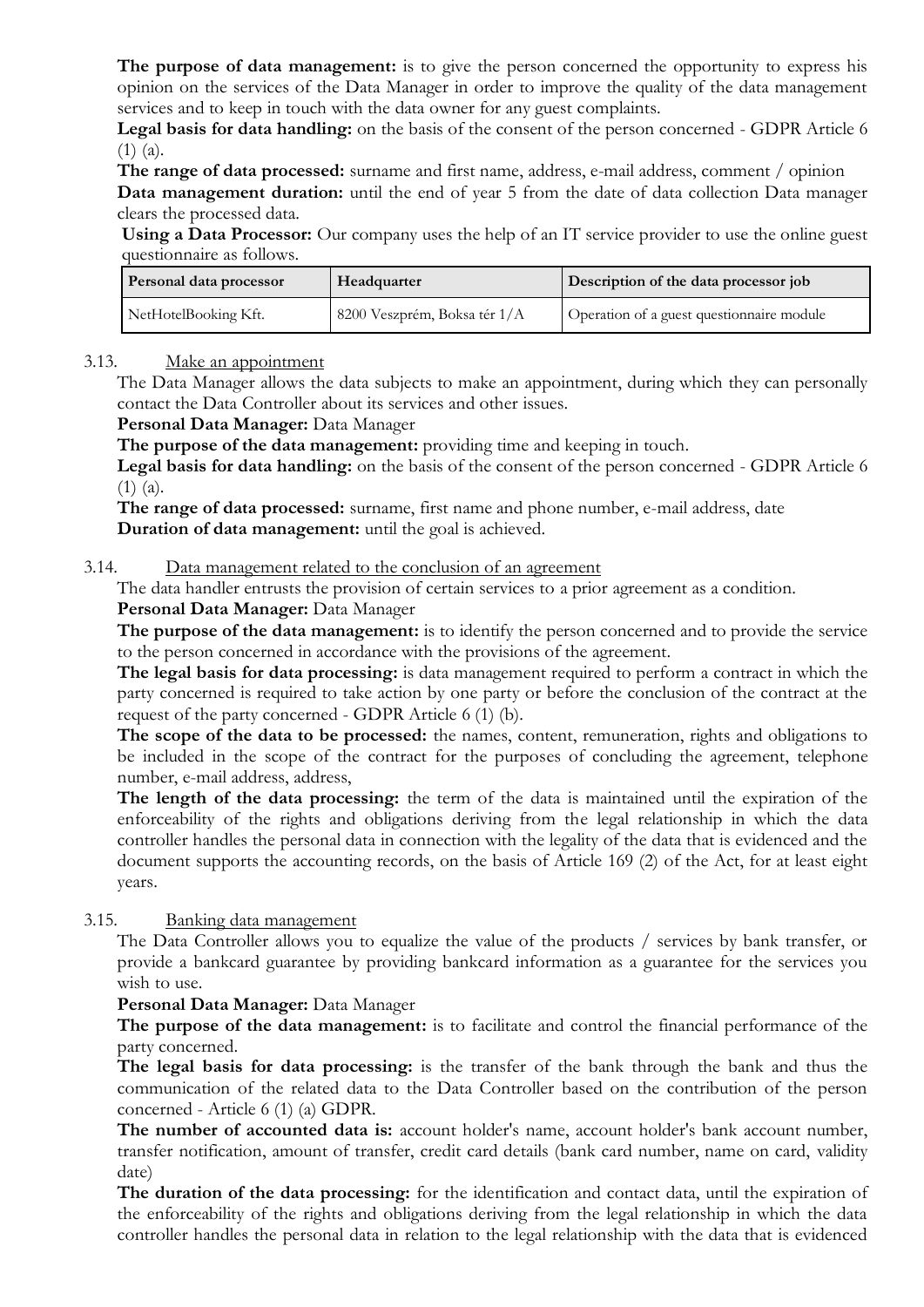**The purpose of data management:** is to give the person concerned the opportunity to express his opinion on the services of the Data Manager in order to improve the quality of the data management services and to keep in touch with the data owner for any guest complaints.

**Legal basis for data handling:** on the basis of the consent of the person concerned - GDPR Article 6 (1) (a).

**The range of data processed:** surname and first name, address, e-mail address, comment / opinion

**Data management duration:** until the end of year 5 from the date of data collection Data manager clears the processed data.

**Using a Data Processor:** Our company uses the help of an IT service provider to use the online guest questionnaire as follows.

| Personal data processor | Headquarter | Description of the data processor job |
|---|---|---|
| NetHotelBooking Kft. | 8200 Veszprém, Boksa tér 1/A | Operation of a guest questionnaire module |

3.13. Make an appointment

The Data Manager allows the data subjects to make an appointment, during which they can personally contact the Data Controller about its services and other issues.

**Personal Data Manager:** Data Manager

**The purpose of the data management:** providing time and keeping in touch.

**Legal basis for data handling:** on the basis of the consent of the person concerned - GDPR Article 6 (1) (a).

**The range of data processed:** surname, first name and phone number, e-mail address, date

**Duration of data management:** until the goal is achieved.

3.14. Data management related to the conclusion of an agreement

The data handler entrusts the provision of certain services to a prior agreement as a condition.

**Personal Data Manager:** Data Manager

**The purpose of the data management:** is to identify the person concerned and to provide the service to the person concerned in accordance with the provisions of the agreement.

**The legal basis for data processing:** is data management required to perform a contract in which the party concerned is required to take action by one party or before the conclusion of the contract at the request of the party concerned - GDPR Article 6 (1) (b).

**The scope of the data to be processed:** the names, content, remuneration, rights and obligations to be included in the scope of the contract for the purposes of concluding the agreement, telephone number, e-mail address, address,

**The length of the data processing:** the term of the data is maintained until the expiration of the enforceability of the rights and obligations deriving from the legal relationship in which the data controller handles the personal data in connection with the legality of the data that is evidenced and the document supports the accounting records, on the basis of Article 169 (2) of the Act, for at least eight years.

3.15. Banking data management

The Data Controller allows you to equalize the value of the products / services by bank transfer, or provide a bankcard guarantee by providing bankcard information as a guarantee for the services you wish to use.

**Personal Data Manager:** Data Manager

**The purpose of the data management:** is to facilitate and control the financial performance of the party concerned.

**The legal basis for data processing:** is the transfer of the bank through the bank and thus the communication of the related data to the Data Controller based on the contribution of the person concerned - Article 6 (1) (a) GDPR.

**The number of accounted data is:** account holder's name, account holder's bank account number, transfer notification, amount of transfer, credit card details (bank card number, name on card, validity date)

**The duration of the data processing:** for the identification and contact data, until the expiration of the enforceability of the rights and obligations deriving from the legal relationship in which the data controller handles the personal data in relation to the legal relationship with the data that is evidenced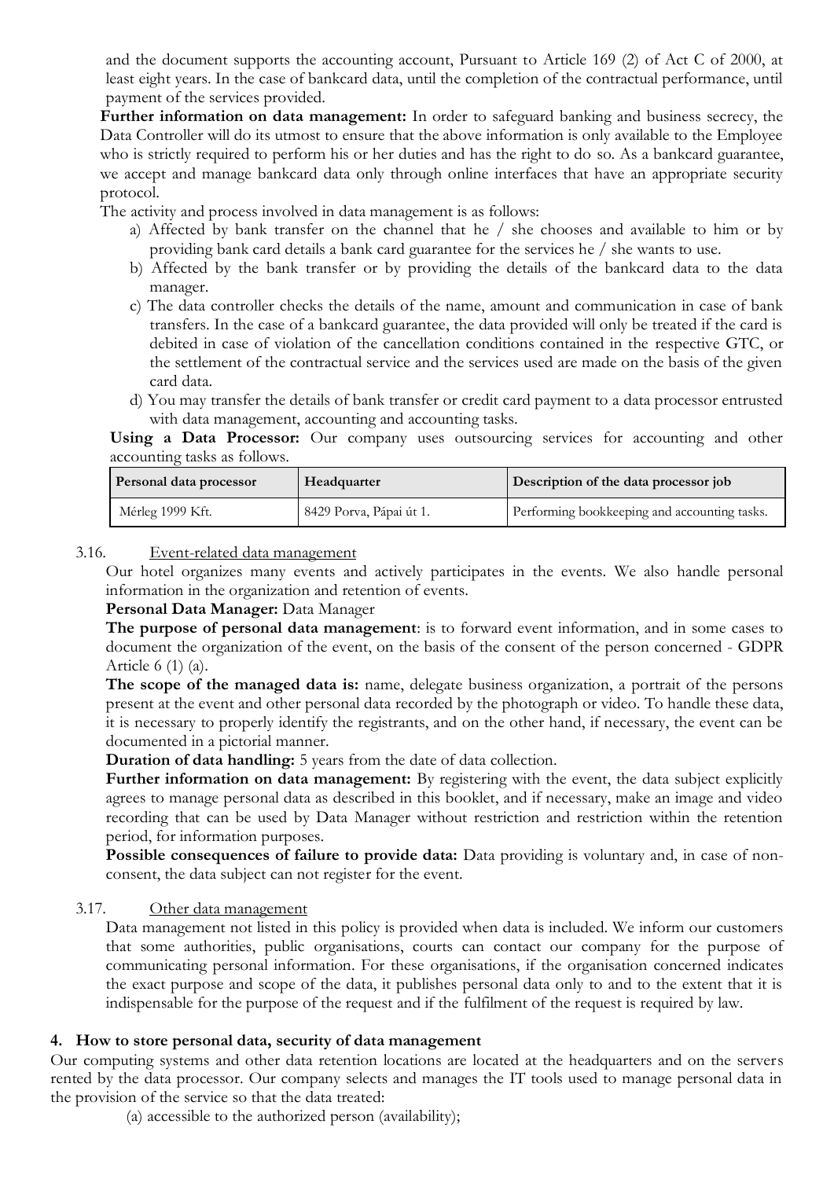and the document supports the accounting account, Pursuant to Article 169 (2) of Act C of 2000, at least eight years. In the case of bankcard data, until the completion of the contractual performance, until payment of the services provided.

**Further information on data management:** In order to safeguard banking and business secrecy, the Data Controller will do its utmost to ensure that the above information is only available to the Employee who is strictly required to perform his or her duties and has the right to do so. As a bankcard guarantee, we accept and manage bankcard data only through online interfaces that have an appropriate security protocol.

The activity and process involved in data management is as follows:

a) Affected by bank transfer on the channel that he / she chooses and available to him or by providing bank card details a bank card guarantee for the services he / she wants to use.
b) Affected by the bank transfer or by providing the details of the bankcard data to the data manager.
c) The data controller checks the details of the name, amount and communication in case of bank transfers. In the case of a bankcard guarantee, the data provided will only be treated if the card is debited in case of violation of the cancellation conditions contained in the respective GTC, or the settlement of the contractual service and the services used are made on the basis of the given card data.
d) You may transfer the details of bank transfer or credit card payment to a data processor entrusted with data management, accounting and accounting tasks.

**Using a Data Processor:** Our company uses outsourcing services for accounting and other accounting tasks as follows.

| Personal data processor | Headquarter | Description of the data processor job |
|---|---|---|
| Mérleg 1999 Kft. | 8429 Porva, Pápai út 1. | Performing bookkeeping and accounting tasks. |

3.16. Event-related data management

Our hotel organizes many events and actively participates in the events. We also handle personal information in the organization and retention of events.

**Personal Data Manager:** Data Manager

**The purpose of personal data management**: is to forward event information, and in some cases to document the organization of the event, on the basis of the consent of the person concerned - GDPR Article 6 (1) (a).

**The scope of the managed data is:** name, delegate business organization, a portrait of the persons present at the event and other personal data recorded by the photograph or video. To handle these data, it is necessary to properly identify the registrants, and on the other hand, if necessary, the event can be documented in a pictorial manner.

**Duration of data handling:** 5 years from the date of data collection.

**Further information on data management:** By registering with the event, the data subject explicitly agrees to manage personal data as described in this booklet, and if necessary, make an image and video recording that can be used by Data Manager without restriction and restriction within the retention period, for information purposes.

**Possible consequences of failure to provide data:** Data providing is voluntary and, in case of non-consent, the data subject can not register for the event.

3.17. Other data management

Data management not listed in this policy is provided when data is included. We inform our customers that some authorities, public organisations, courts can contact our company for the purpose of communicating personal information. For these organisations, if the organisation concerned indicates the exact purpose and scope of the data, it publishes personal data only to and to the extent that it is indispensable for the purpose of the request and if the fulfilment of the request is required by law.

## 4. How to store personal data, security of data management

Our computing systems and other data retention locations are located at the headquarters and on the servers rented by the data processor. Our company selects and manages the IT tools used to manage personal data in the provision of the service so that the data treated:

(a) accessible to the authorized person (availability);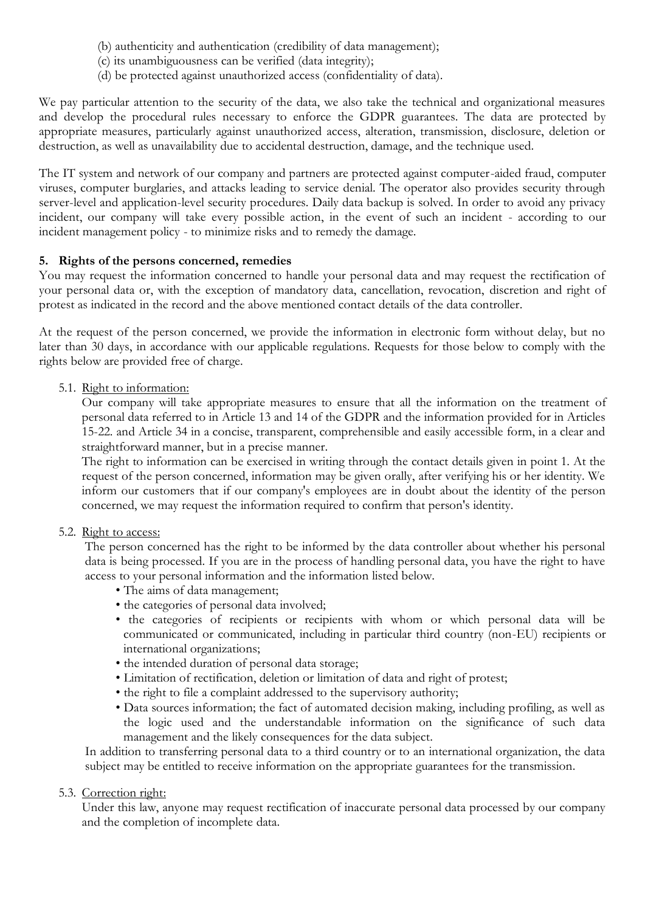(b) authenticity and authentication (credibility of data management);
(c) its unambiguousness can be verified (data integrity);
(d) be protected against unauthorized access (confidentiality of data).

We pay particular attention to the security of the data, we also take the technical and organizational measures and develop the procedural rules necessary to enforce the GDPR guarantees. The data are protected by appropriate measures, particularly against unauthorized access, alteration, transmission, disclosure, deletion or destruction, as well as unavailability due to accidental destruction, damage, and the technique used.

The IT system and network of our company and partners are protected against computer-aided fraud, computer viruses, computer burglaries, and attacks leading to service denial. The operator also provides security through server-level and application-level security procedures. Daily data backup is solved. In order to avoid any privacy incident, our company will take every possible action, in the event of such an incident - according to our incident management policy - to minimize risks and to remedy the damage.

## 5. Rights of the persons concerned, remedies

You may request the information concerned to handle your personal data and may request the rectification of your personal data or, with the exception of mandatory data, cancellation, revocation, discretion and right of protest as indicated in the record and the above mentioned contact details of the data controller.

At the request of the person concerned, we provide the information in electronic form without delay, but no later than 30 days, in accordance with our applicable regulations. Requests for those below to comply with the rights below are provided free of charge.

5.1. Right to information:

Our company will take appropriate measures to ensure that all the information on the treatment of personal data referred to in Article 13 and 14 of the GDPR and the information provided for in Articles 15-22. and Article 34 in a concise, transparent, comprehensible and easily accessible form, in a clear and straightforward manner, but in a precise manner.

The right to information can be exercised in writing through the contact details given in point 1. At the request of the person concerned, information may be given orally, after verifying his or her identity. We inform our customers that if our company's employees are in doubt about the identity of the person concerned, we may request the information required to confirm that person's identity.

5.2. Right to access:

The person concerned has the right to be informed by the data controller about whether his personal data is being processed. If you are in the process of handling personal data, you have the right to have access to your personal information and the information listed below.

- The aims of data management;
- the categories of personal data involved;
- the categories of recipients or recipients with whom or which personal data will be communicated or communicated, including in particular third country (non-EU) recipients or international organizations;
- the intended duration of personal data storage;
- Limitation of rectification, deletion or limitation of data and right of protest;
- the right to file a complaint addressed to the supervisory authority;
- Data sources information; the fact of automated decision making, including profiling, as well as the logic used and the understandable information on the significance of such data management and the likely consequences for the data subject.

In addition to transferring personal data to a third country or to an international organization, the data subject may be entitled to receive information on the appropriate guarantees for the transmission.

5.3. Correction right:

Under this law, anyone may request rectification of inaccurate personal data processed by our company and the completion of incomplete data.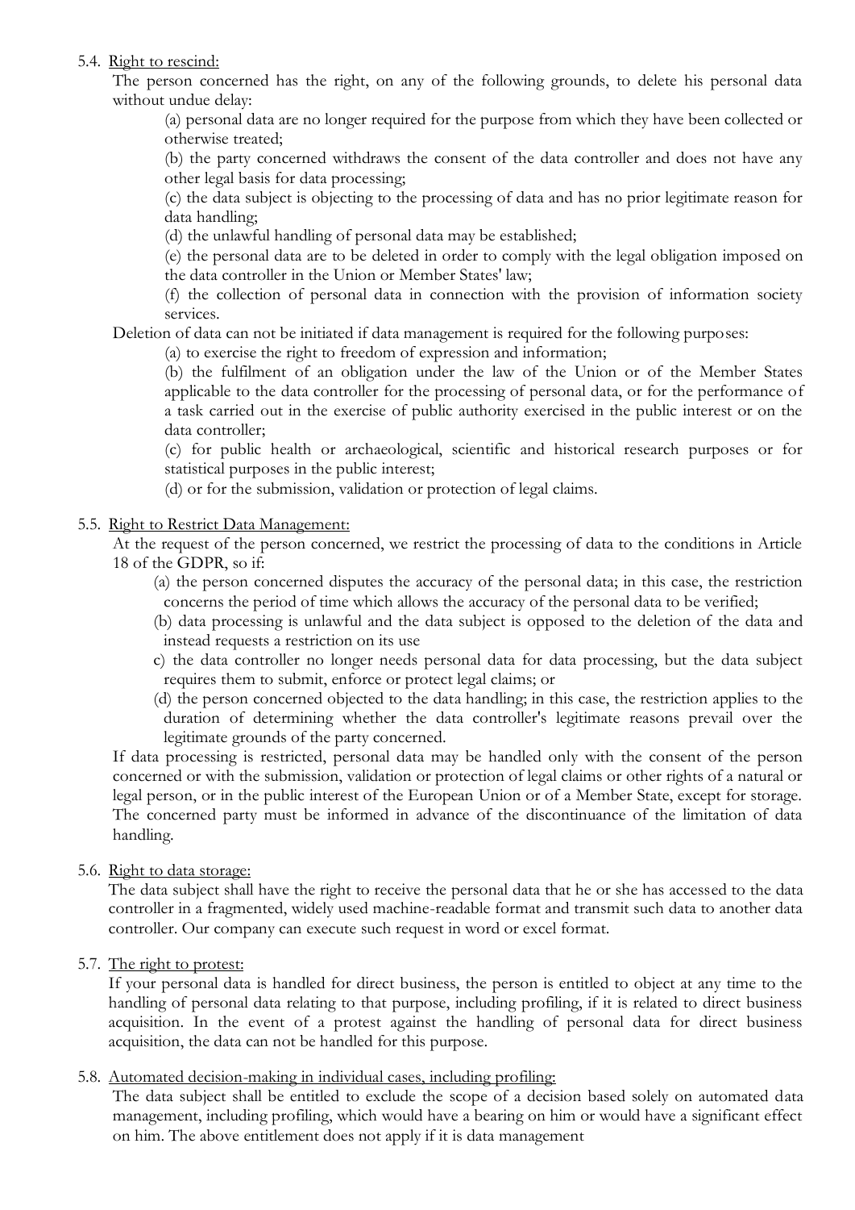5.4. <u>Right to rescind:</u>

The person concerned has the right, on any of the following grounds, to delete his personal data without undue delay:

(a) personal data are no longer required for the purpose from which they have been collected or otherwise treated;

(b) the party concerned withdraws the consent of the data controller and does not have any other legal basis for data processing;

(c) the data subject is objecting to the processing of data and has no prior legitimate reason for data handling;

(d) the unlawful handling of personal data may be established;

(e) the personal data are to be deleted in order to comply with the legal obligation imposed on the data controller in the Union or Member States' law;

(f) the collection of personal data in connection with the provision of information society services.

Deletion of data can not be initiated if data management is required for the following purposes:

(a) to exercise the right to freedom of expression and information;

(b) the fulfilment of an obligation under the law of the Union or of the Member States applicable to the data controller for the processing of personal data, or for the performance of a task carried out in the exercise of public authority exercised in the public interest or on the data controller;

(c) for public health or archaeological, scientific and historical research purposes or for statistical purposes in the public interest;

(d) or for the submission, validation or protection of legal claims.

5.5. <u>Right to Restrict Data Management:</u>

At the request of the person concerned, we restrict the processing of data to the conditions in Article 18 of the GDPR, so if:

(a) the person concerned disputes the accuracy of the personal data; in this case, the restriction concerns the period of time which allows the accuracy of the personal data to be verified;

(b) data processing is unlawful and the data subject is opposed to the deletion of the data and instead requests a restriction on its use

c) the data controller no longer needs personal data for data processing, but the data subject requires them to submit, enforce or protect legal claims; or

(d) the person concerned objected to the data handling; in this case, the restriction applies to the duration of determining whether the data controller's legitimate reasons prevail over the legitimate grounds of the party concerned.

If data processing is restricted, personal data may be handled only with the consent of the person concerned or with the submission, validation or protection of legal claims or other rights of a natural or legal person, or in the public interest of the European Union or of a Member State, except for storage. The concerned party must be informed in advance of the discontinuance of the limitation of data handling.

5.6. <u>Right to data storage:</u>

The data subject shall have the right to receive the personal data that he or she has accessed to the data controller in a fragmented, widely used machine-readable format and transmit such data to another data controller. Our company can execute such request in word or excel format.

5.7. <u>The right to protest:</u>

If your personal data is handled for direct business, the person is entitled to object at any time to the handling of personal data relating to that purpose, including profiling, if it is related to direct business acquisition. In the event of a protest against the handling of personal data for direct business acquisition, the data can not be handled for this purpose.

5.8. <u>Automated decision-making in individual cases, including profiling:</u>

The data subject shall be entitled to exclude the scope of a decision based solely on automated data management, including profiling, which would have a bearing on him or would have a significant effect on him. The above entitlement does not apply if it is data management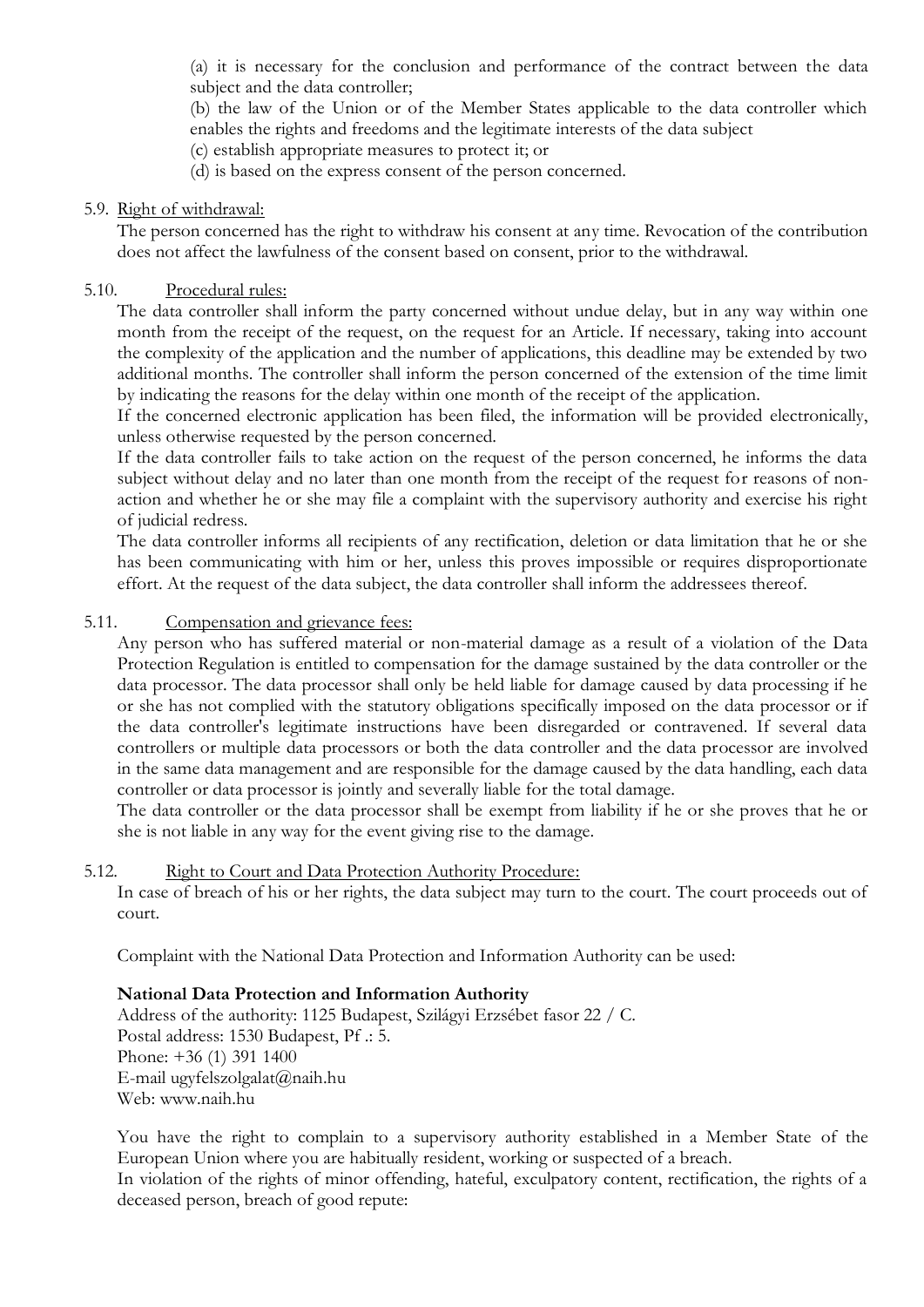(a) it is necessary for the conclusion and performance of the contract between the data subject and the data controller;

(b) the law of the Union or of the Member States applicable to the data controller which enables the rights and freedoms and the legitimate interests of the data subject

(c) establish appropriate measures to protect it; or

(d) is based on the express consent of the person concerned.

5.9. <u>Right of withdrawal:</u>

The person concerned has the right to withdraw his consent at any time. Revocation of the contribution does not affect the lawfulness of the consent based on consent, prior to the withdrawal.

5.10. <u>Procedural rules:</u>

The data controller shall inform the party concerned without undue delay, but in any way within one month from the receipt of the request, on the request for an Article. If necessary, taking into account the complexity of the application and the number of applications, this deadline may be extended by two additional months. The controller shall inform the person concerned of the extension of the time limit by indicating the reasons for the delay within one month of the receipt of the application.

If the concerned electronic application has been filed, the information will be provided electronically, unless otherwise requested by the person concerned.

If the data controller fails to take action on the request of the person concerned, he informs the data subject without delay and no later than one month from the receipt of the request for reasons of non-action and whether he or she may file a complaint with the supervisory authority and exercise his right of judicial redress.

The data controller informs all recipients of any rectification, deletion or data limitation that he or she has been communicating with him or her, unless this proves impossible or requires disproportionate effort. At the request of the data subject, the data controller shall inform the addressees thereof.

5.11. <u>Compensation and grievance fees:</u>

Any person who has suffered material or non-material damage as a result of a violation of the Data Protection Regulation is entitled to compensation for the damage sustained by the data controller or the data processor. The data processor shall only be held liable for damage caused by data processing if he or she has not complied with the statutory obligations specifically imposed on the data processor or if the data controller's legitimate instructions have been disregarded or contravened. If several data controllers or multiple data processors or both the data controller and the data processor are involved in the same data management and are responsible for the damage caused by the data handling, each data controller or data processor is jointly and severally liable for the total damage.

The data controller or the data processor shall be exempt from liability if he or she proves that he or she is not liable in any way for the event giving rise to the damage.

5.12. <u>Right to Court and Data Protection Authority Procedure:</u>

In case of breach of his or her rights, the data subject may turn to the court. The court proceeds out of court.

Complaint with the National Data Protection and Information Authority can be used:

**National Data Protection and Information Authority**
Address of the authority: 1125 Budapest, Szilágyi Erzsébet fasor 22 / C.
Postal address: 1530 Budapest, Pf .: 5.
Phone: +36 (1) 391 1400
E-mail ugyfelszolgalat@naih.hu
Web: www.naih.hu

You have the right to complain to a supervisory authority established in a Member State of the European Union where you are habitually resident, working or suspected of a breach.

In violation of the rights of minor offending, hateful, exculpatory content, rectification, the rights of a deceased person, breach of good repute: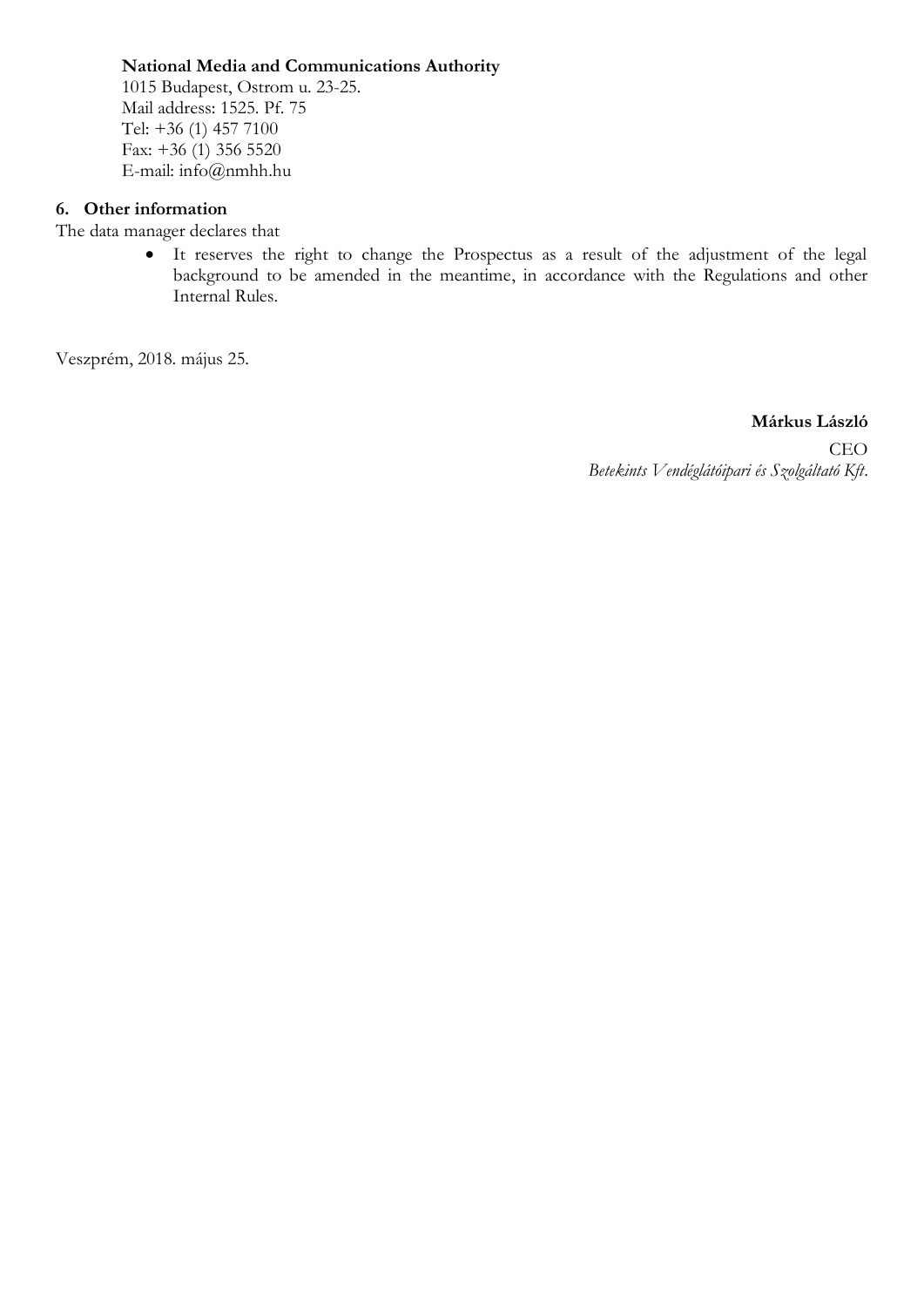**National Media and Communications Authority**
1015 Budapest, Ostrom u. 23-25.
Mail address: 1525. Pf. 75
Tel: +36 (1) 457 7100
Fax: +36 (1) 356 5520
E-mail: info@nmhh.hu

## 6. Other information

The data manager declares that

- It reserves the right to change the Prospectus as a result of the adjustment of the legal background to be amended in the meantime, in accordance with the Regulations and other Internal Rules.

Veszprém, 2018. május 25.

**Márkus László**
CEO
*Betekints Vendéglátóipari és Szolgáltató Kft*.